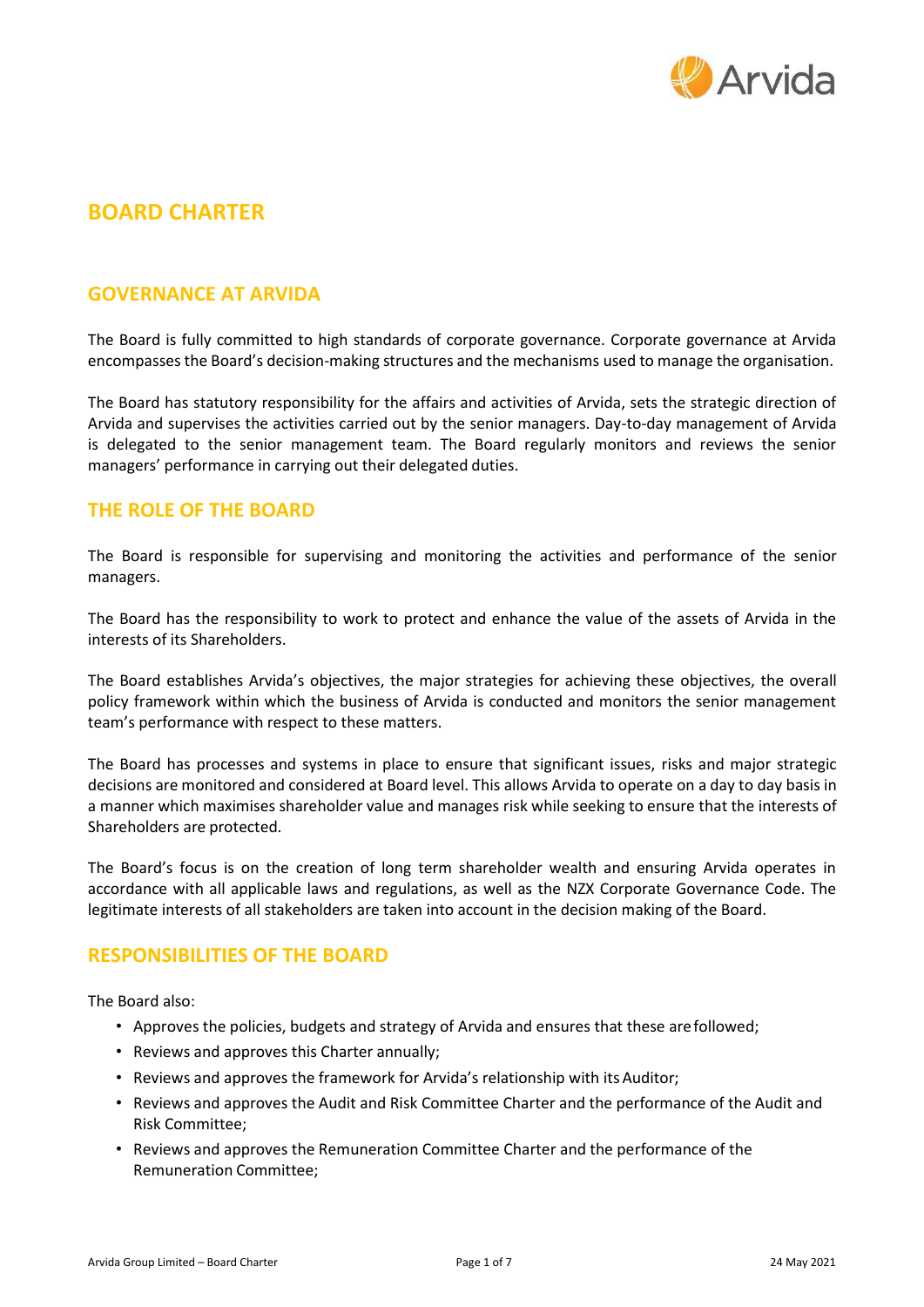# BOARD CHARTER

## GOVERNANCE AT ARVIDA

The Board is fully committed to high standards of corporate governance. Corporate governance at Arvida encompasses the Board's decision-making structures and the mechanisms used to manage the organisation.

The Board has statutory responsibility for the affairs and activities of Arvida, sets the strategic direction of Arvida and supervises the activities carried out by the senior managers. Day-to-day management of Arvida is delegated to the senior management team. The Board regularly monitors and reviews the senior managers' performance in carrying out their delegated duties.

## THE ROLE OF THE BOARD

The Board is responsible for supervising and monitoring the activities and performance of the senior managers.

The Board has the responsibility to work to protect and enhance the value of the assets of Arvida in the interests of its Shareholders.

The Board establishes Arvida's objectives, the major strategies for achieving these objectives, the overall policy framework within which the business of Arvida is conducted and monitors the senior management team's performance with respect to these matters.

The Board has processes and systems in place to ensure that significant issues, risks and major strategic decisions are monitored and considered at Board level. This allows Arvida to operate on a day to day basis in a manner which maximises shareholder value and manages risk while seeking to ensure that the interests of Shareholders are protected.

The Board's focus is on the creation of long term shareholder wealth and ensuring Arvida operates in accordance with all applicable laws and regulations, as well as the NZX Corporate Governance Code. The legitimate interests of all stakeholders are taken into account in the decision making of the Board.

## RESPONSIBILITIES OF THE BOARD

The Board also:

- Approves the policies, budgets and strategy of Arvida and ensures that these are followed;
- Reviews and approves this Charter annually;
- Reviews and approves the framework for Arvida's relationship with its Auditor;
- Reviews and approves the Audit and Risk Committee Charter and the performance of the Audit and Risk Committee;
- Reviews and approves the Remuneration Committee Charter and the performance of the Remuneration Committee;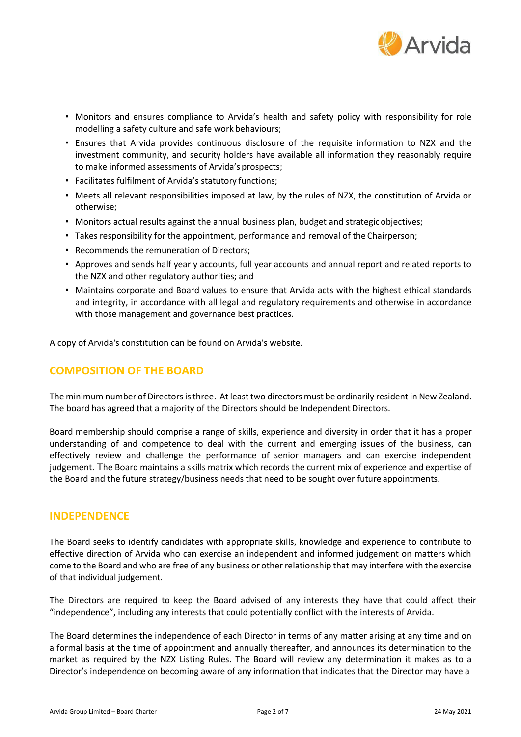- Monitors and ensures compliance to Arvida's health and safety policy with responsibility for role modelling a safety culture and safe work behaviours;
- Ensures that Arvida provides continuous disclosure of the requisite information to NZX and the investment community, and security holders have available all information they reasonably require to make informed assessments of Arvida's prospects;
- Facilitates fulfilment of Arvida's statutory functions;
- Meets all relevant responsibilities imposed at law, by the rules of NZX, the constitution of Arvida or otherwise;
- Monitors actual results against the annual business plan, budget and strategic objectives;
- Takes responsibility for the appointment, performance and removal of the Chairperson;
- Recommends the remuneration of Directors;
- Approves and sends half yearly accounts, full year accounts and annual report and related reports to the NZX and other regulatory authorities; and
- Maintains corporate and Board values to ensure that Arvida acts with the highest ethical standards and integrity, in accordance with all legal and regulatory requirements and otherwise in accordance with those management and governance best practices.

A copy of Arvida's constitution can be found on Arvida's website.

## COMPOSITION OF THE BOARD

The minimum number of Directors is three. At least two directors must be ordinarily resident in New Zealand. The board has agreed that a majority of the Directors should be Independent Directors.

Board membership should comprise a range of skills, experience and diversity in order that it has a proper understanding of and competence to deal with the current and emerging issues of the business, can effectively review and challenge the performance of senior managers and can exercise independent judgement. The Board maintains a skills matrix which records the current mix of experience and expertise of the Board and the future strategy/business needs that need to be sought over future appointments.

## INDEPENDENCE

The Board seeks to identify candidates with appropriate skills, knowledge and experience to contribute to effective direction of Arvida who can exercise an independent and informed judgement on matters which come to the Board and who are free of any business or other relationship that may interfere with the exercise of that individual judgement.

The Directors are required to keep the Board advised of any interests they have that could affect their "independence", including any interests that could potentially conflict with the interests of Arvida.

The Board determines the independence of each Director in terms of any matter arising at any time and on a formal basis at the time of appointment and annually thereafter, and announces its determination to the market as required by the NZX Listing Rules. The Board will review any determination it makes as to a Director's independence on becoming aware of any information that indicates that the Director may have a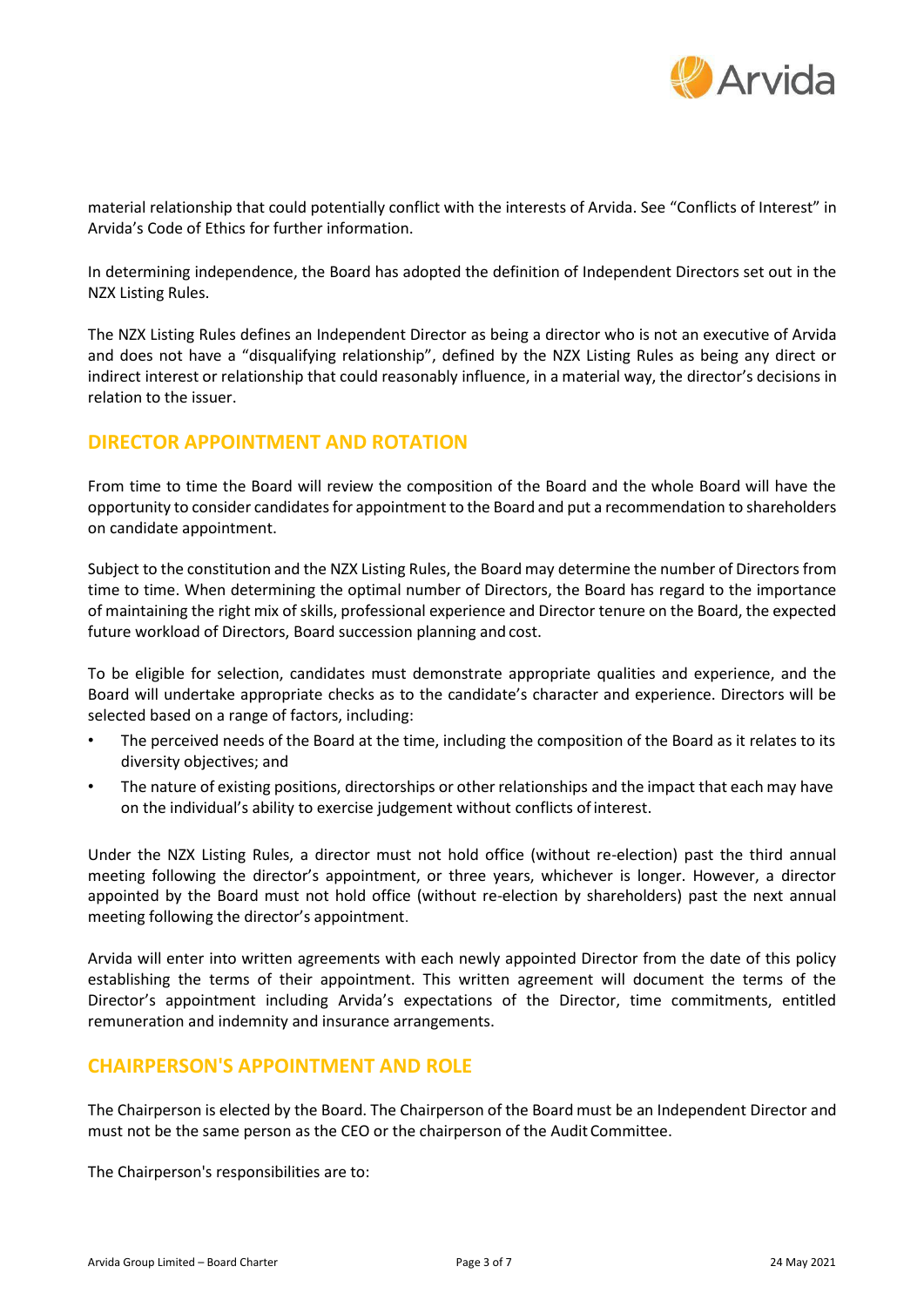material relationship that could potentially conflict with the interests of Arvida. See "Conflicts of Interest" in Arvida's Code of Ethics for further information.

In determining independence, the Board has adopted the definition of Independent Directors set out in the NZX Listing Rules.

The NZX Listing Rules defines an Independent Director as being a director who is not an executive of Arvida and does not have a "disqualifying relationship", defined by the NZX Listing Rules as being any direct or indirect interest or relationship that could reasonably influence, in a material way, the director's decisions in relation to the issuer.

## DIRECTOR APPOINTMENT AND ROTATION

From time to time the Board will review the composition of the Board and the whole Board will have the opportunity to consider candidates for appointment to the Board and put a recommendation to shareholders on candidate appointment.

Subject to the constitution and the NZX Listing Rules, the Board may determine the number of Directors from time to time. When determining the optimal number of Directors, the Board has regard to the importance of maintaining the right mix of skills, professional experience and Director tenure on the Board, the expected future workload of Directors, Board succession planning and cost.

To be eligible for selection, candidates must demonstrate appropriate qualities and experience, and the Board will undertake appropriate checks as to the candidate's character and experience. Directors will be selected based on a range of factors, including:

- The perceived needs of the Board at the time, including the composition of the Board as it relates to its diversity objectives; and
- The nature of existing positions, directorships or other relationships and the impact that each may have on the individual's ability to exercise judgement without conflicts of interest.

Under the NZX Listing Rules, a director must not hold office (without re-election) past the third annual meeting following the director's appointment, or three years, whichever is longer. However, a director appointed by the Board must not hold office (without re-election by shareholders) past the next annual meeting following the director's appointment.

Arvida will enter into written agreements with each newly appointed Director from the date of this policy establishing the terms of their appointment. This written agreement will document the terms of the Director's appointment including Arvida's expectations of the Director, time commitments, entitled remuneration and indemnity and insurance arrangements.

## CHAIRPERSON'S APPOINTMENT AND ROLE

The Chairperson is elected by the Board. The Chairperson of the Board must be an Independent Director and must not be the same person as the CEO or the chairperson of the Audit Committee.

The Chairperson's responsibilities are to: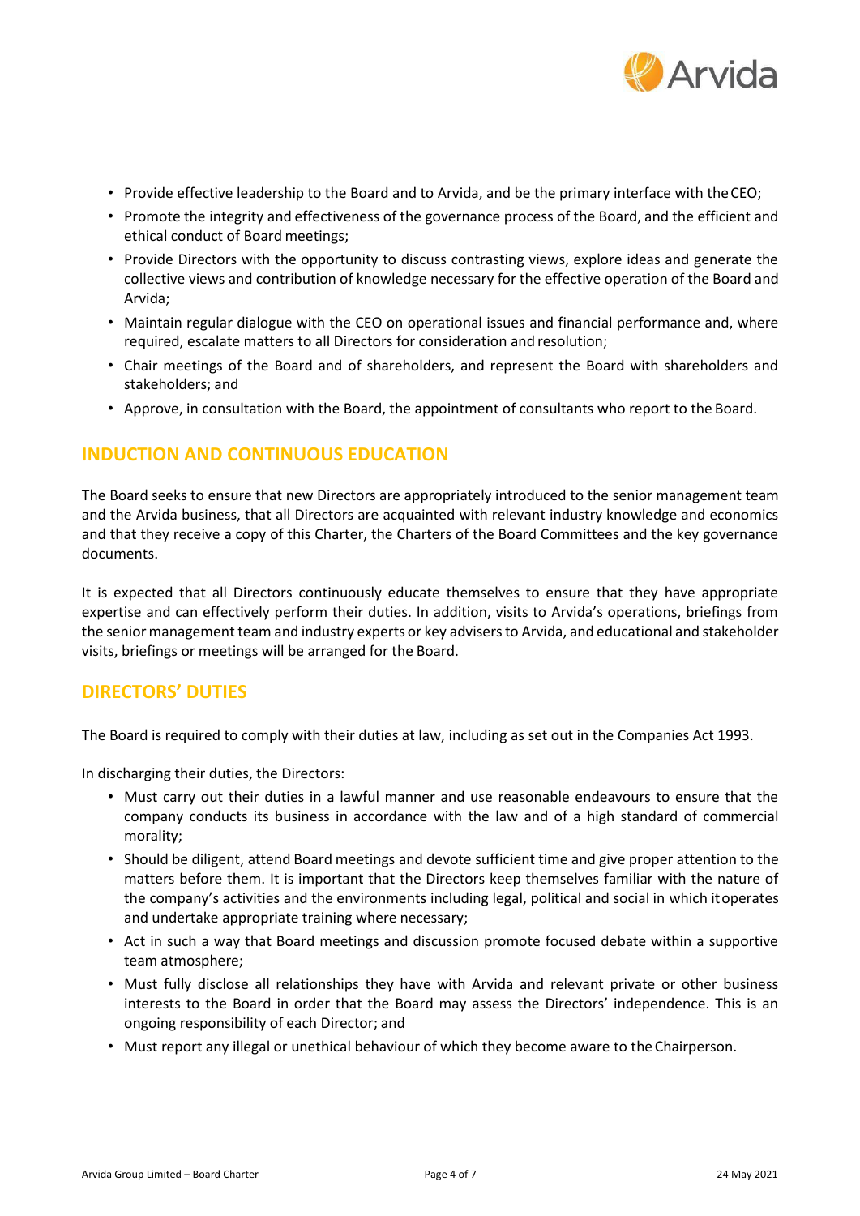- Provide effective leadership to the Board and to Arvida, and be the primary interface with the CEO;
- Promote the integrity and effectiveness of the governance process of the Board, and the efficient and ethical conduct of Board meetings;
- Provide Directors with the opportunity to discuss contrasting views, explore ideas and generate the collective views and contribution of knowledge necessary for the effective operation of the Board and Arvida;
- Maintain regular dialogue with the CEO on operational issues and financial performance and, where required, escalate matters to all Directors for consideration and resolution;
- Chair meetings of the Board and of shareholders, and represent the Board with shareholders and stakeholders; and
- Approve, in consultation with the Board, the appointment of consultants who report to the Board.

## INDUCTION AND CONTINUOUS EDUCATION

The Board seeks to ensure that new Directors are appropriately introduced to the senior management team and the Arvida business, that all Directors are acquainted with relevant industry knowledge and economics and that they receive a copy of this Charter, the Charters of the Board Committees and the key governance documents.

It is expected that all Directors continuously educate themselves to ensure that they have appropriate expertise and can effectively perform their duties. In addition, visits to Arvida's operations, briefings from the senior management team and industry experts or key advisers to Arvida, and educational and stakeholder visits, briefings or meetings will be arranged for the Board.

## DIRECTORS' DUTIES

The Board is required to comply with their duties at law, including as set out in the Companies Act 1993.

In discharging their duties, the Directors:

- Must carry out their duties in a lawful manner and use reasonable endeavours to ensure that the company conducts its business in accordance with the law and of a high standard of commercial morality;
- Should be diligent, attend Board meetings and devote sufficient time and give proper attention to the matters before them. It is important that the Directors keep themselves familiar with the nature of the company's activities and the environments including legal, political and social in which it operates and undertake appropriate training where necessary;
- Act in such a way that Board meetings and discussion promote focused debate within a supportive team atmosphere;
- Must fully disclose all relationships they have with Arvida and relevant private or other business interests to the Board in order that the Board may assess the Directors' independence. This is an ongoing responsibility of each Director; and
- Must report any illegal or unethical behaviour of which they become aware to the Chairperson.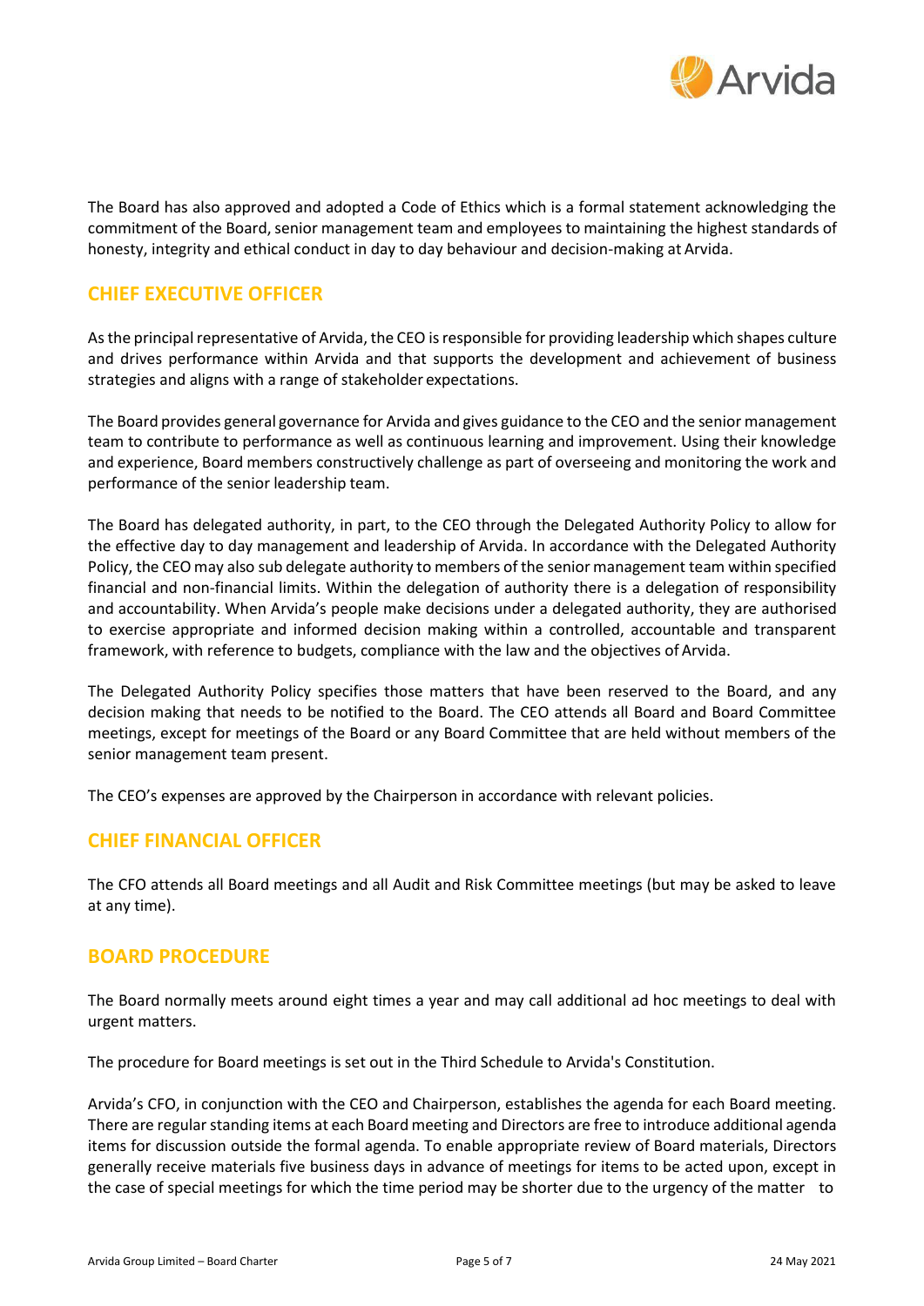The Board has also approved and adopted a Code of Ethics which is a formal statement acknowledging the commitment of the Board, senior management team and employees to maintaining the highest standards of honesty, integrity and ethical conduct in day to day behaviour and decision-making at Arvida.

## CHIEF EXECUTIVE OFFICER

As the principal representative of Arvida, the CEO is responsible for providing leadership which shapes culture and drives performance within Arvida and that supports the development and achievement of business strategies and aligns with a range of stakeholder expectations.

The Board provides general governance for Arvida and gives guidance to the CEO and the senior management team to contribute to performance as well as continuous learning and improvement. Using their knowledge and experience, Board members constructively challenge as part of overseeing and monitoring the work and performance of the senior leadership team.

The Board has delegated authority, in part, to the CEO through the Delegated Authority Policy to allow for the effective day to day management and leadership of Arvida. In accordance with the Delegated Authority Policy, the CEO may also sub delegate authority to members of the senior management team within specified financial and non-financial limits. Within the delegation of authority there is a delegation of responsibility and accountability. When Arvida's people make decisions under a delegated authority, they are authorised to exercise appropriate and informed decision making within a controlled, accountable and transparent framework, with reference to budgets, compliance with the law and the objectives of Arvida.

The Delegated Authority Policy specifies those matters that have been reserved to the Board, and any decision making that needs to be notified to the Board. The CEO attends all Board and Board Committee meetings, except for meetings of the Board or any Board Committee that are held without members of the senior management team present.

The CEO's expenses are approved by the Chairperson in accordance with relevant policies.

## CHIEF FINANCIAL OFFICER

The CFO attends all Board meetings and all Audit and Risk Committee meetings (but may be asked to leave at any time).

## BOARD PROCEDURE

The Board normally meets around eight times a year and may call additional ad hoc meetings to deal with urgent matters.

The procedure for Board meetings is set out in the Third Schedule to Arvida's Constitution.

Arvida's CFO, in conjunction with the CEO and Chairperson, establishes the agenda for each Board meeting. There are regular standing items at each Board meeting and Directors are free to introduce additional agenda items for discussion outside the formal agenda. To enable appropriate review of Board materials, Directors generally receive materials five business days in advance of meetings for items to be acted upon, except in the case of special meetings for which the time period may be shorter due to the urgency of the matter to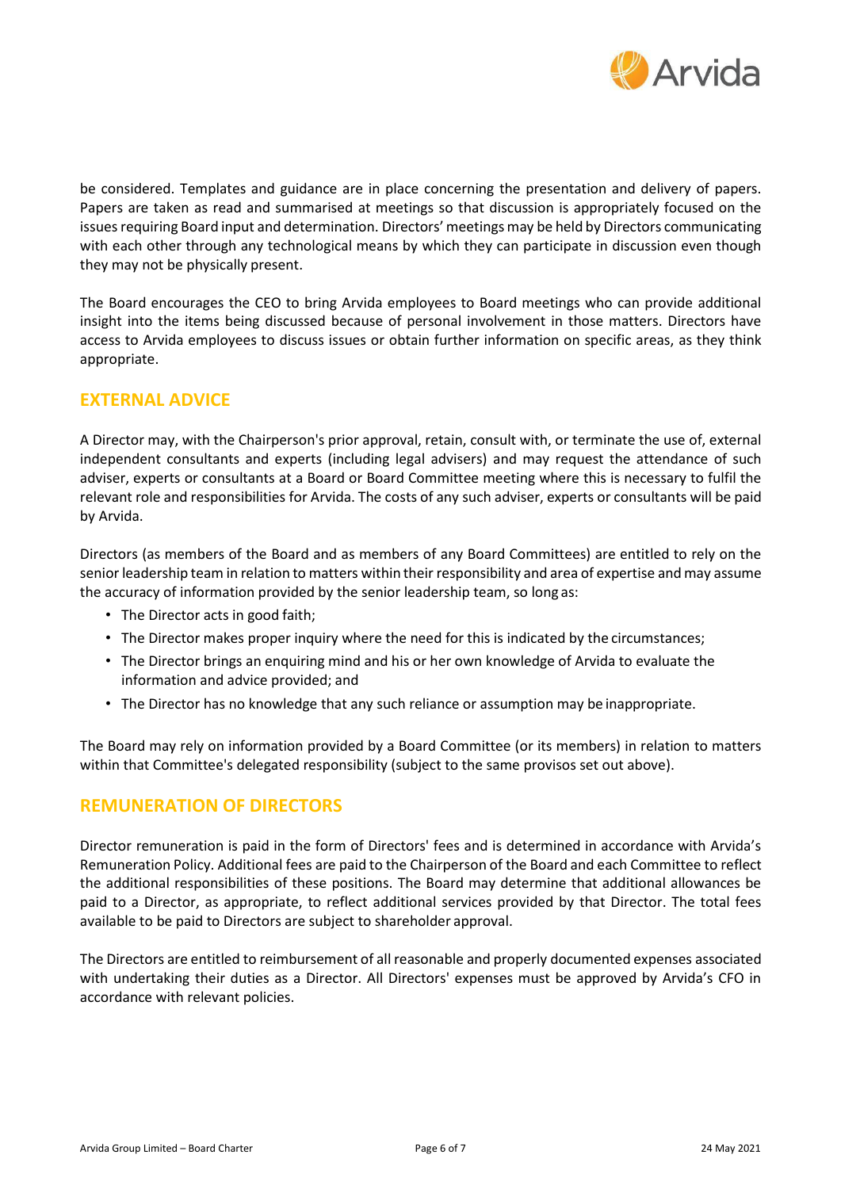be considered. Templates and guidance are in place concerning the presentation and delivery of papers. Papers are taken as read and summarised at meetings so that discussion is appropriately focused on the issues requiring Board input and determination. Directors' meetings may be held by Directors communicating with each other through any technological means by which they can participate in discussion even though they may not be physically present.

The Board encourages the CEO to bring Arvida employees to Board meetings who can provide additional insight into the items being discussed because of personal involvement in those matters. Directors have access to Arvida employees to discuss issues or obtain further information on specific areas, as they think appropriate.

## EXTERNAL ADVICE

A Director may, with the Chairperson's prior approval, retain, consult with, or terminate the use of, external independent consultants and experts (including legal advisers) and may request the attendance of such adviser, experts or consultants at a Board or Board Committee meeting where this is necessary to fulfil the relevant role and responsibilities for Arvida. The costs of any such adviser, experts or consultants will be paid by Arvida.

Directors (as members of the Board and as members of any Board Committees) are entitled to rely on the senior leadership team in relation to matters within their responsibility and area of expertise and may assume the accuracy of information provided by the senior leadership team, so long as:

- The Director acts in good faith;
- The Director makes proper inquiry where the need for this is indicated by the circumstances;
- The Director brings an enquiring mind and his or her own knowledge of Arvida to evaluate the information and advice provided; and
- The Director has no knowledge that any such reliance or assumption may be inappropriate.

The Board may rely on information provided by a Board Committee (or its members) in relation to matters within that Committee's delegated responsibility (subject to the same provisos set out above).

## REMUNERATION OF DIRECTORS

Director remuneration is paid in the form of Directors' fees and is determined in accordance with Arvida's Remuneration Policy. Additional fees are paid to the Chairperson of the Board and each Committee to reflect the additional responsibilities of these positions. The Board may determine that additional allowances be paid to a Director, as appropriate, to reflect additional services provided by that Director. The total fees available to be paid to Directors are subject to shareholder approval.

The Directors are entitled to reimbursement of all reasonable and properly documented expenses associated with undertaking their duties as a Director. All Directors' expenses must be approved by Arvida's CFO in accordance with relevant policies.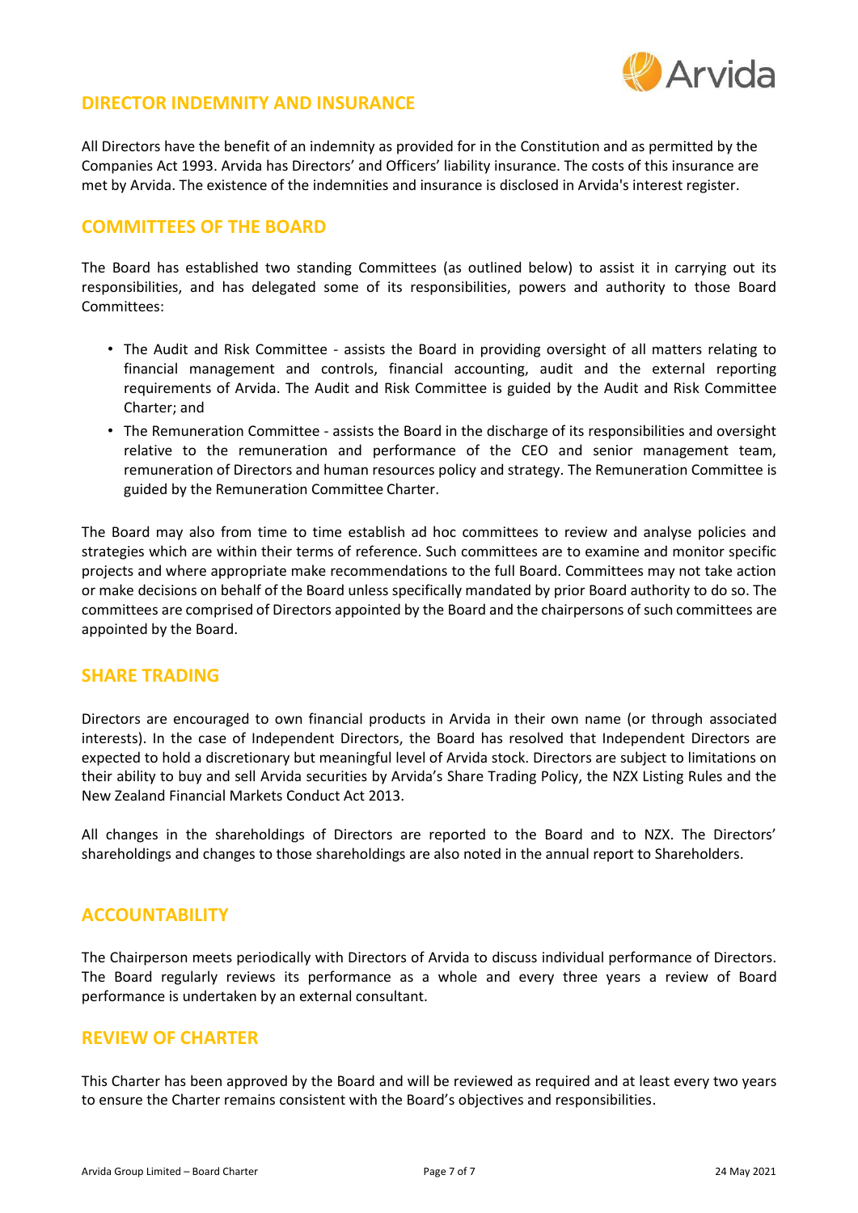## DIRECTOR INDEMNITY AND INSURANCE

All Directors have the benefit of an indemnity as provided for in the Constitution and as permitted by the Companies Act 1993. Arvida has Directors' and Officers' liability insurance. The costs of this insurance are met by Arvida. The existence of the indemnities and insurance is disclosed in Arvida's interest register.

## COMMITTEES OF THE BOARD

The Board has established two standing Committees (as outlined below) to assist it in carrying out its responsibilities, and has delegated some of its responsibilities, powers and authority to those Board Committees:

- The Audit and Risk Committee - assists the Board in providing oversight of all matters relating to financial management and controls, financial accounting, audit and the external reporting requirements of Arvida. The Audit and Risk Committee is guided by the Audit and Risk Committee Charter; and
- The Remuneration Committee - assists the Board in the discharge of its responsibilities and oversight relative to the remuneration and performance of the CEO and senior management team, remuneration of Directors and human resources policy and strategy. The Remuneration Committee is guided by the Remuneration Committee Charter.

The Board may also from time to time establish ad hoc committees to review and analyse policies and strategies which are within their terms of reference. Such committees are to examine and monitor specific projects and where appropriate make recommendations to the full Board. Committees may not take action or make decisions on behalf of the Board unless specifically mandated by prior Board authority to do so. The committees are comprised of Directors appointed by the Board and the chairpersons of such committees are appointed by the Board.

## SHARE TRADING

Directors are encouraged to own financial products in Arvida in their own name (or through associated interests). In the case of Independent Directors, the Board has resolved that Independent Directors are expected to hold a discretionary but meaningful level of Arvida stock. Directors are subject to limitations on their ability to buy and sell Arvida securities by Arvida's Share Trading Policy, the NZX Listing Rules and the New Zealand Financial Markets Conduct Act 2013.

All changes in the shareholdings of Directors are reported to the Board and to NZX. The Directors' shareholdings and changes to those shareholdings are also noted in the annual report to Shareholders.

## ACCOUNTABILITY

The Chairperson meets periodically with Directors of Arvida to discuss individual performance of Directors. The Board regularly reviews its performance as a whole and every three years a review of Board performance is undertaken by an external consultant.

## REVIEW OF CHARTER

This Charter has been approved by the Board and will be reviewed as required and at least every two years to ensure the Charter remains consistent with the Board's objectives and responsibilities.